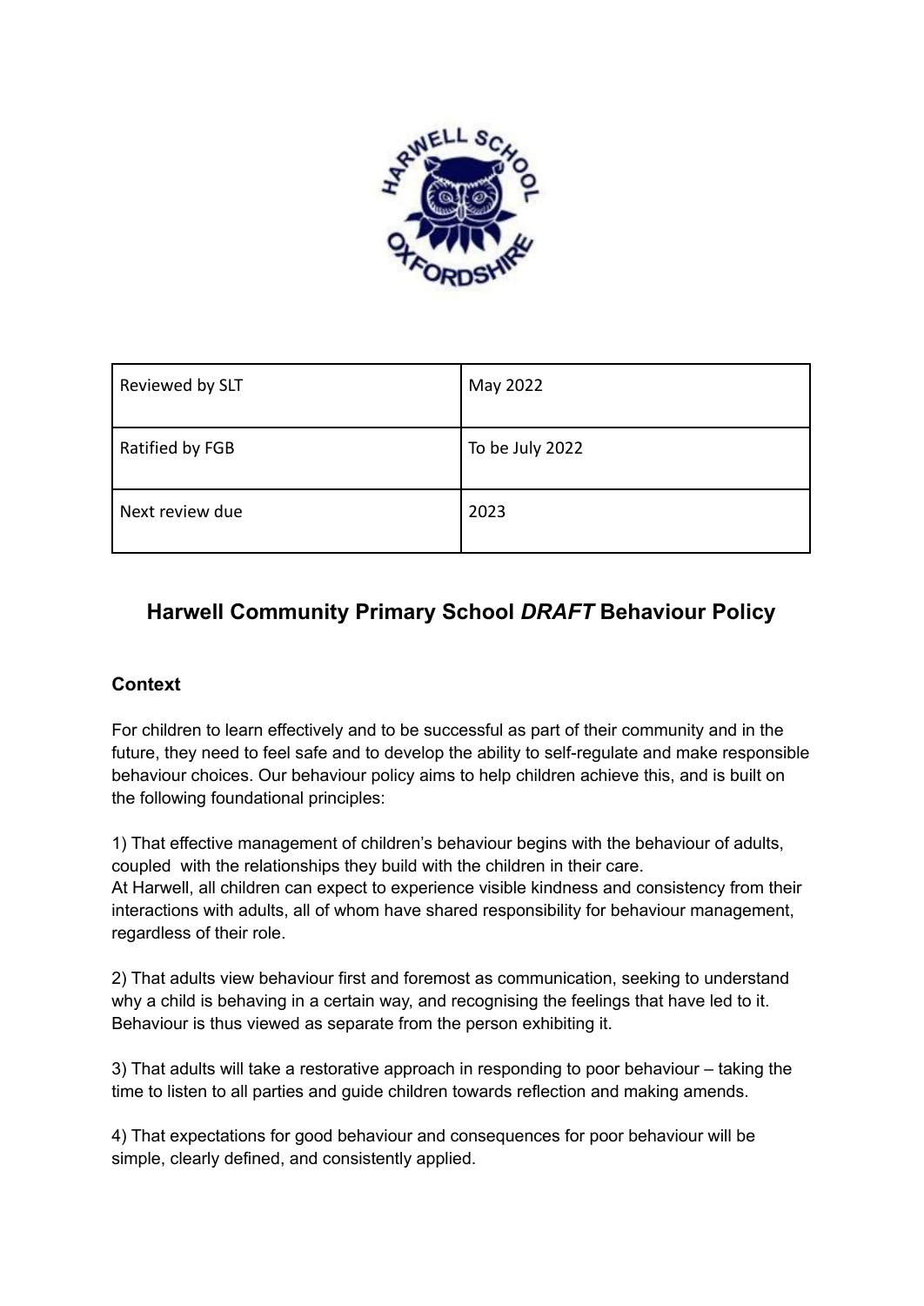| Reviewed by SLT | May 2022 |
| --- | --- |
| Ratified by FGB | To be July 2022 |
| Next review due | 2023 |

# Harwell Community Primary School *DRAFT* Behaviour Policy

## Context

For children to learn effectively and to be successful as part of their community and in the future, they need to feel safe and to develop the ability to self-regulate and make responsible behaviour choices. Our behaviour policy aims to help children achieve this, and is built on the following foundational principles:

1) That effective management of children's behaviour begins with the behaviour of adults, coupled with the relationships they build with the children in their care.
At Harwell, all children can expect to experience visible kindness and consistency from their interactions with adults, all of whom have shared responsibility for behaviour management, regardless of their role.

2) That adults view behaviour first and foremost as communication, seeking to understand why a child is behaving in a certain way, and recognising the feelings that have led to it. Behaviour is thus viewed as separate from the person exhibiting it.

3) That adults will take a restorative approach in responding to poor behaviour – taking the time to listen to all parties and guide children towards reflection and making amends.

4) That expectations for good behaviour and consequences for poor behaviour will be simple, clearly defined, and consistently applied.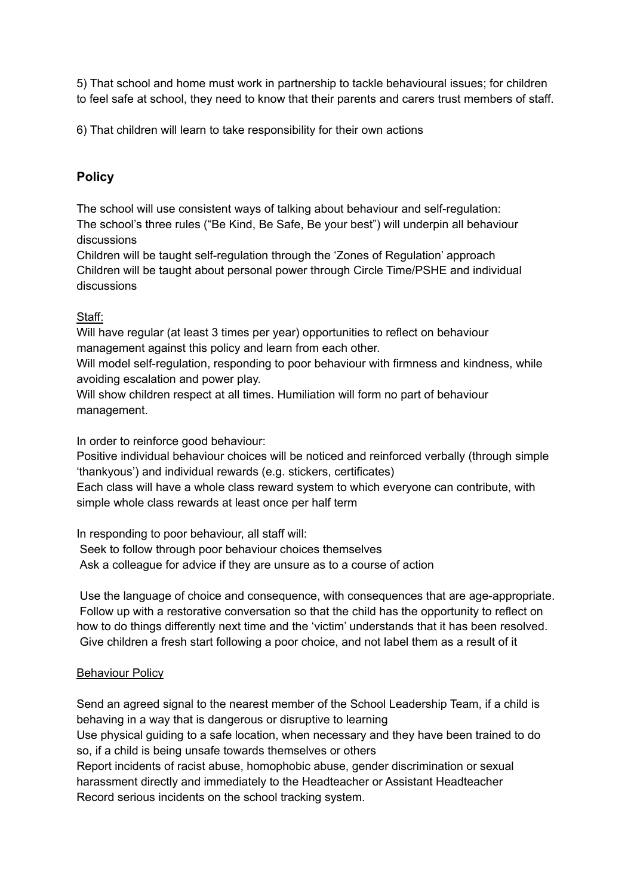5) That school and home must work in partnership to tackle behavioural issues; for children to feel safe at school, they need to know that their parents and carers trust members of staff.

6) That children will learn to take responsibility for their own actions

## Policy

The school will use consistent ways of talking about behaviour and self-regulation:
The school's three rules ("Be Kind, Be Safe, Be your best") will underpin all behaviour discussions
Children will be taught self-regulation through the 'Zones of Regulation' approach
Children will be taught about personal power through Circle Time/PSHE and individual discussions

<u>Staff:</u>
Will have regular (at least 3 times per year) opportunities to reflect on behaviour management against this policy and learn from each other.
Will model self-regulation, responding to poor behaviour with firmness and kindness, while avoiding escalation and power play.
Will show children respect at all times. Humiliation will form no part of behaviour management.

In order to reinforce good behaviour:
Positive individual behaviour choices will be noticed and reinforced verbally (through simple 'thankyous') and individual rewards (e.g. stickers, certificates)
Each class will have a whole class reward system to which everyone can contribute, with simple whole class rewards at least once per half term

In responding to poor behaviour, all staff will:
Seek to follow through poor behaviour choices themselves
Ask a colleague for advice if they are unsure as to a course of action

Use the language of choice and consequence, with consequences that are age-appropriate.
Follow up with a restorative conversation so that the child has the opportunity to reflect on how to do things differently next time and the 'victim' understands that it has been resolved.
Give children a fresh start following a poor choice, and not label them as a result of it

<u>Behaviour Policy</u>

Send an agreed signal to the nearest member of the School Leadership Team, if a child is behaving in a way that is dangerous or disruptive to learning
Use physical guiding to a safe location, when necessary and they have been trained to do so, if a child is being unsafe towards themselves or others
Report incidents of racist abuse, homophobic abuse, gender discrimination or sexual harassment directly and immediately to the Headteacher or Assistant Headteacher
Record serious incidents on the school tracking system.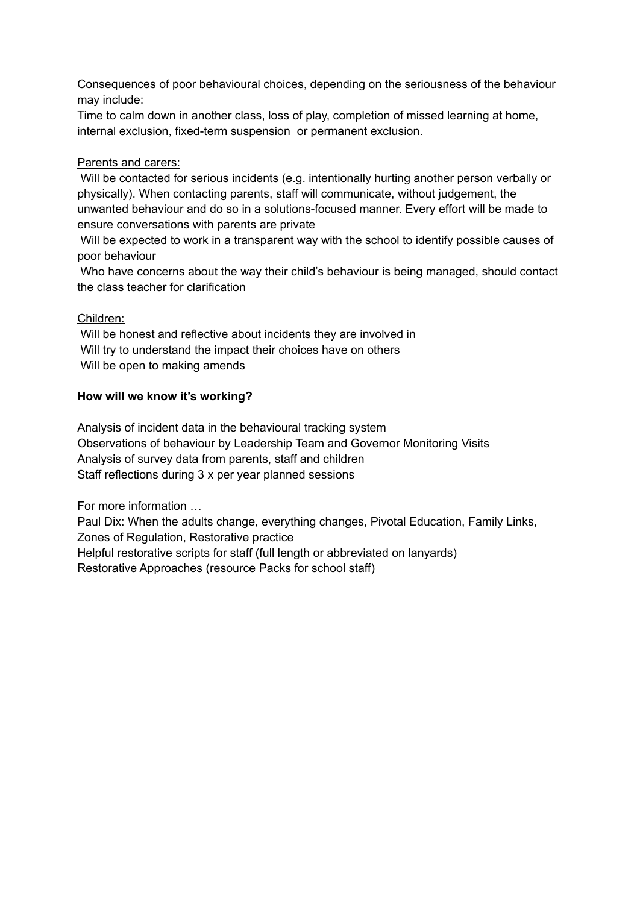Consequences of poor behavioural choices, depending on the seriousness of the behaviour may include:
Time to calm down in another class, loss of play, completion of missed learning at home, internal exclusion, fixed-term suspension or permanent exclusion.

<u>Parents and carers:</u>
Will be contacted for serious incidents (e.g. intentionally hurting another person verbally or physically). When contacting parents, staff will communicate, without judgement, the unwanted behaviour and do so in a solutions-focused manner. Every effort will be made to ensure conversations with parents are private
Will be expected to work in a transparent way with the school to identify possible causes of poor behaviour
Who have concerns about the way their child's behaviour is being managed, should contact the class teacher for clarification

<u>Children:</u>
Will be honest and reflective about incidents they are involved in
Will try to understand the impact their choices have on others
Will be open to making amends

**How will we know it's working?**

Analysis of incident data in the behavioural tracking system
Observations of behaviour by Leadership Team and Governor Monitoring Visits
Analysis of survey data from parents, staff and children
Staff reflections during 3 x per year planned sessions

For more information …
Paul Dix: When the adults change, everything changes, Pivotal Education, Family Links, Zones of Regulation, Restorative practice
Helpful restorative scripts for staff (full length or abbreviated on lanyards)
Restorative Approaches (resource Packs for school staff)